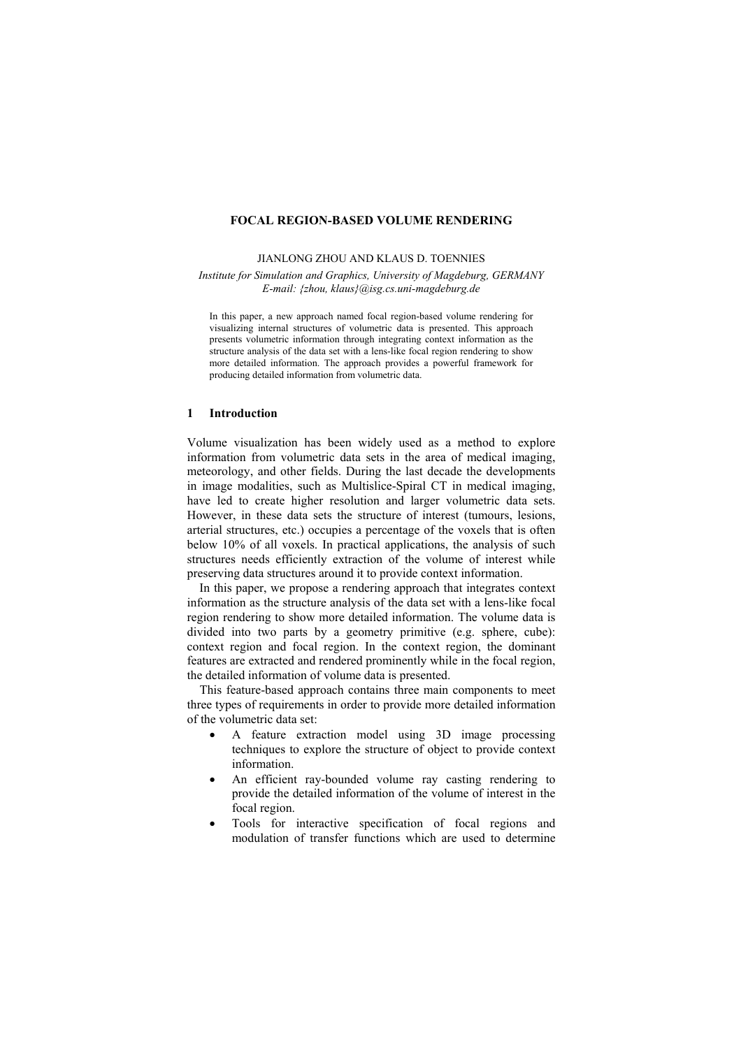# FOCAL REGION-BASED VOLUME RENDERING

JIANLONG ZHOU AND KLAUS D. TOENNIES

*Institute for Simulation and Graphics, University of Magdeburg, GERMANY*
*E-mail: {zhou, klaus}@isg.cs.uni-magdeburg.de*

In this paper, a new approach named focal region-based volume rendering for visualizing internal structures of volumetric data is presented. This approach presents volumetric information through integrating context information as the structure analysis of the data set with a lens-like focal region rendering to show more detailed information. The approach provides a powerful framework for producing detailed information from volumetric data.

## 1 Introduction

Volume visualization has been widely used as a method to explore information from volumetric data sets in the area of medical imaging, meteorology, and other fields. During the last decade the developments in image modalities, such as Multislice-Spiral CT in medical imaging, have led to create higher resolution and larger volumetric data sets. However, in these data sets the structure of interest (tumours, lesions, arterial structures, etc.) occupies a percentage of the voxels that is often below 10% of all voxels. In practical applications, the analysis of such structures needs efficiently extraction of the volume of interest while preserving data structures around it to provide context information.

In this paper, we propose a rendering approach that integrates context information as the structure analysis of the data set with a lens-like focal region rendering to show more detailed information. The volume data is divided into two parts by a geometry primitive (e.g. sphere, cube): context region and focal region. In the context region, the dominant features are extracted and rendered prominently while in the focal region, the detailed information of volume data is presented.

This feature-based approach contains three main components to meet three types of requirements in order to provide more detailed information of the volumetric data set:

- A feature extraction model using 3D image processing techniques to explore the structure of object to provide context information.
- An efficient ray-bounded volume ray casting rendering to provide the detailed information of the volume of interest in the focal region.
- Tools for interactive specification of focal regions and modulation of transfer functions which are used to determine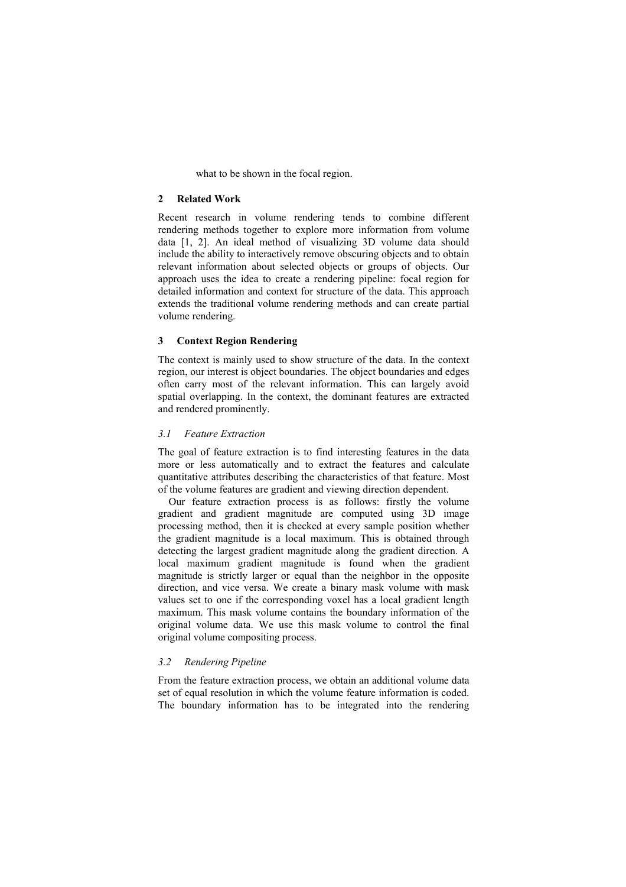what to be shown in the focal region.

## 2 Related Work

Recent research in volume rendering tends to combine different rendering methods together to explore more information from volume data [1, 2]. An ideal method of visualizing 3D volume data should include the ability to interactively remove obscuring objects and to obtain relevant information about selected objects or groups of objects. Our approach uses the idea to create a rendering pipeline: focal region for detailed information and context for structure of the data. This approach extends the traditional volume rendering methods and can create partial volume rendering.

## 3 Context Region Rendering

The context is mainly used to show structure of the data. In the context region, our interest is object boundaries. The object boundaries and edges often carry most of the relevant information. This can largely avoid spatial overlapping. In the context, the dominant features are extracted and rendered prominently.

### *3.1 Feature Extraction*

The goal of feature extraction is to find interesting features in the data more or less automatically and to extract the features and calculate quantitative attributes describing the characteristics of that feature. Most of the volume features are gradient and viewing direction dependent.

Our feature extraction process is as follows: firstly the volume gradient and gradient magnitude are computed using 3D image processing method, then it is checked at every sample position whether the gradient magnitude is a local maximum. This is obtained through detecting the largest gradient magnitude along the gradient direction. A local maximum gradient magnitude is found when the gradient magnitude is strictly larger or equal than the neighbor in the opposite direction, and vice versa. We create a binary mask volume with mask values set to one if the corresponding voxel has a local gradient length maximum. This mask volume contains the boundary information of the original volume data. We use this mask volume to control the final original volume compositing process.

### *3.2 Rendering Pipeline*

From the feature extraction process, we obtain an additional volume data set of equal resolution in which the volume feature information is coded. The boundary information has to be integrated into the rendering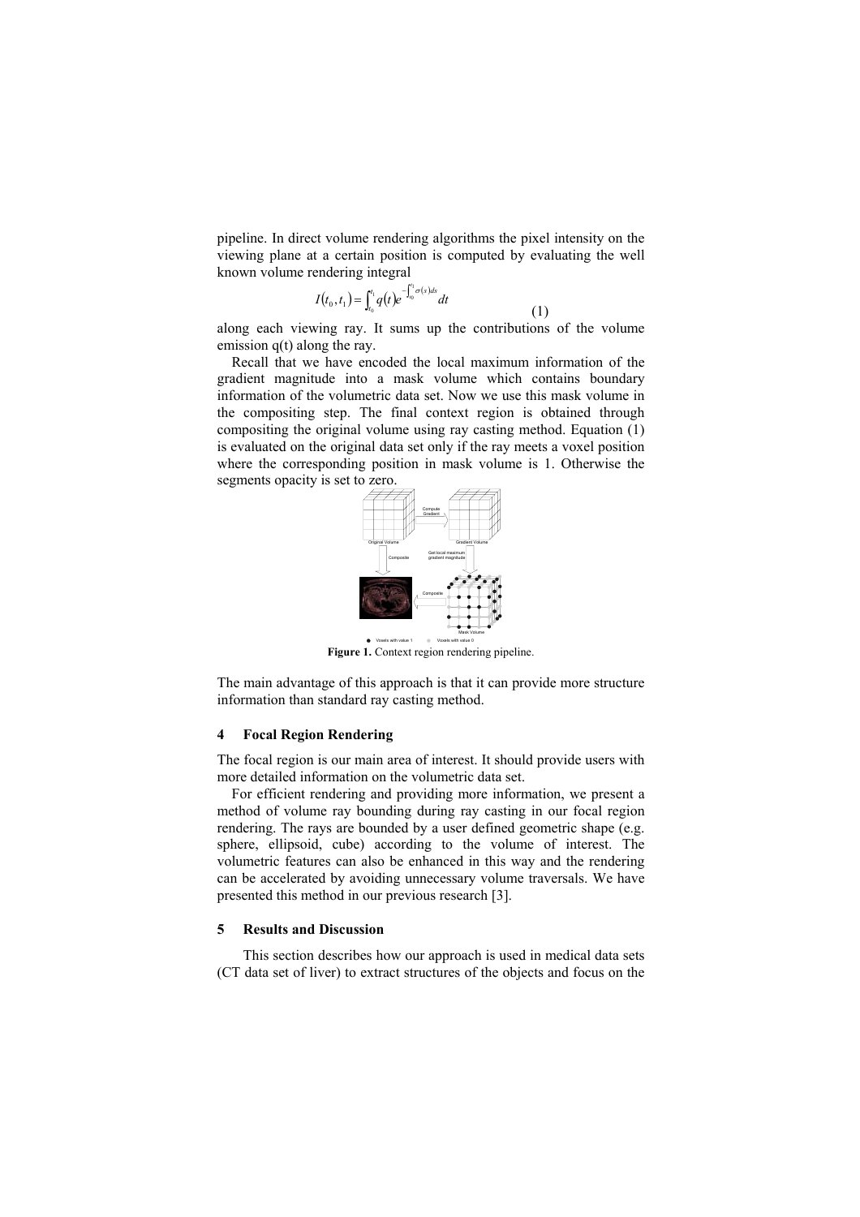pipeline. In direct volume rendering algorithms the pixel intensity on the viewing plane at a certain position is computed by evaluating the well known volume rendering integral

$$I(t_0, t_1) = \int_{t_0}^{t_1} q(t) e^{-\int_{t_0}^{t_1} \sigma(s) ds} dt \tag{1}$$

along each viewing ray. It sums up the contributions of the volume emission q(t) along the ray.

Recall that we have encoded the local maximum information of the gradient magnitude into a mask volume which contains boundary information of the volumetric data set. Now we use this mask volume in the compositing step. The final context region is obtained through compositing the original volume using ray casting method. Equation (1) is evaluated on the original data set only if the ray meets a voxel position where the corresponding position in mask volume is 1. Otherwise the segments opacity is set to zero.

**Figure 1.** Context region rendering pipeline.

The main advantage of this approach is that it can provide more structure information than standard ray casting method.

## 4 Focal Region Rendering

The focal region is our main area of interest. It should provide users with more detailed information on the volumetric data set.

For efficient rendering and providing more information, we present a method of volume ray bounding during ray casting in our focal region rendering. The rays are bounded by a user defined geometric shape (e.g. sphere, ellipsoid, cube) according to the volume of interest. The volumetric features can also be enhanced in this way and the rendering can be accelerated by avoiding unnecessary volume traversals. We have presented this method in our previous research [3].

## 5 Results and Discussion

This section describes how our approach is used in medical data sets (CT data set of liver) to extract structures of the objects and focus on the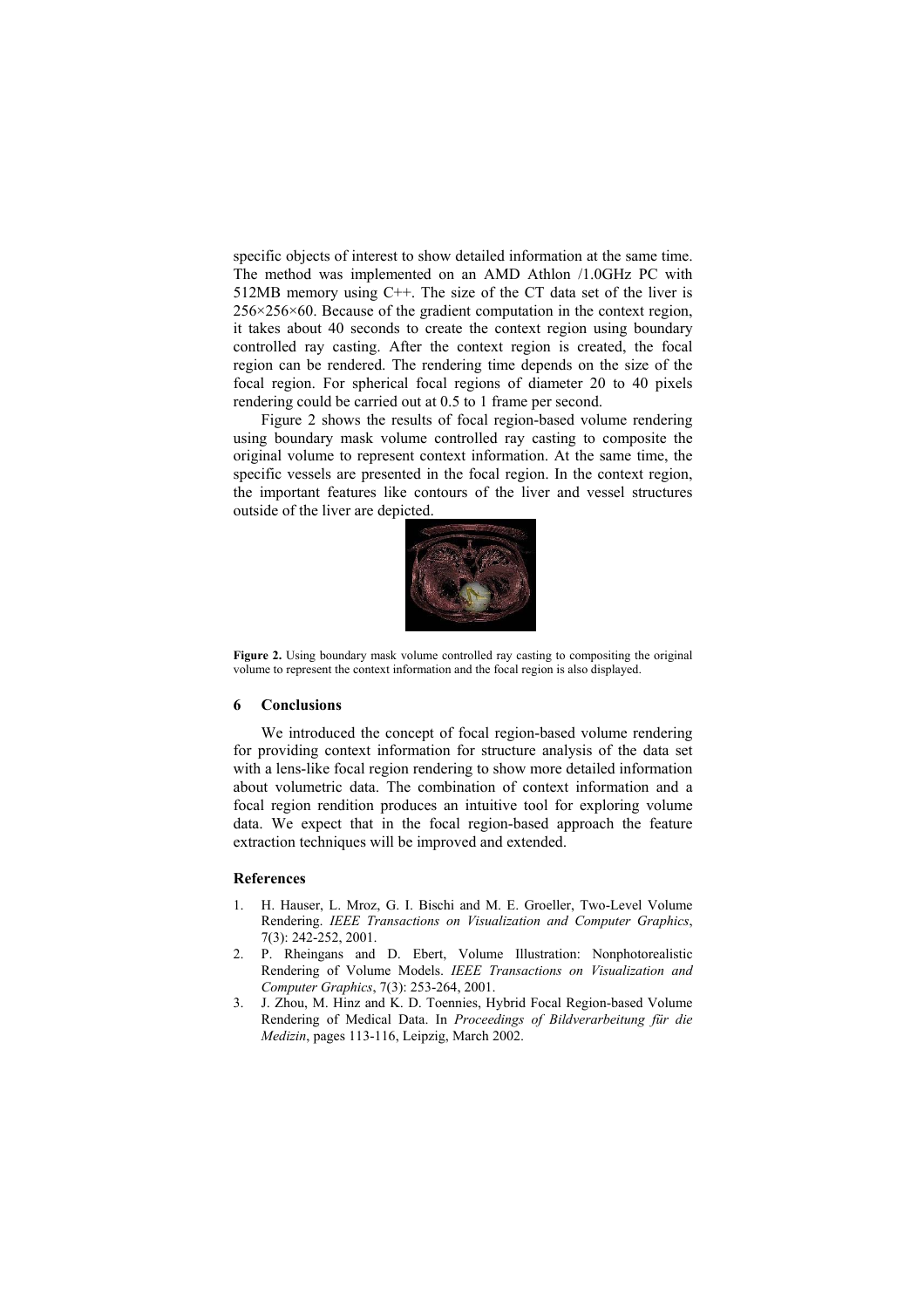specific objects of interest to show detailed information at the same time. The method was implemented on an AMD Athlon /1.0GHz PC with 512MB memory using C++. The size of the CT data set of the liver is $256 \times 256 \times 60$. Because of the gradient computation in the context region, it takes about 40 seconds to create the context region using boundary controlled ray casting. After the context region is created, the focal region can be rendered. The rendering time depends on the size of the focal region. For spherical focal regions of diameter 20 to 40 pixels rendering could be carried out at 0.5 to 1 frame per second.

Figure 2 shows the results of focal region-based volume rendering using boundary mask volume controlled ray casting to composite the original volume to represent context information. At the same time, the specific vessels are presented in the focal region. In the context region, the important features like contours of the liver and vessel structures outside of the liver are depicted.

**Figure 2.** Using boundary mask volume controlled ray casting to compositing the original volume to represent the context information and the focal region is also displayed.

## 6 Conclusions

We introduced the concept of focal region-based volume rendering for providing context information for structure analysis of the data set with a lens-like focal region rendering to show more detailed information about volumetric data. The combination of context information and a focal region rendition produces an intuitive tool for exploring volume data. We expect that in the focal region-based approach the feature extraction techniques will be improved and extended.

### References

1. H. Hauser, L. Mroz, G. I. Bischi and M. E. Groeller, Two-Level Volume Rendering. *IEEE Transactions on Visualization and Computer Graphics*, 7(3): 242-252, 2001.
2. P. Rheingans and D. Ebert, Volume Illustration: Nonphotorealistic Rendering of Volume Models. *IEEE Transactions on Visualization and Computer Graphics*, 7(3): 253-264, 2001.
3. J. Zhou, M. Hinz and K. D. Toennies, Hybrid Focal Region-based Volume Rendering of Medical Data. In *Proceedings of Bildverarbeitung für die Medizin*, pages 113-116, Leipzig, March 2002.